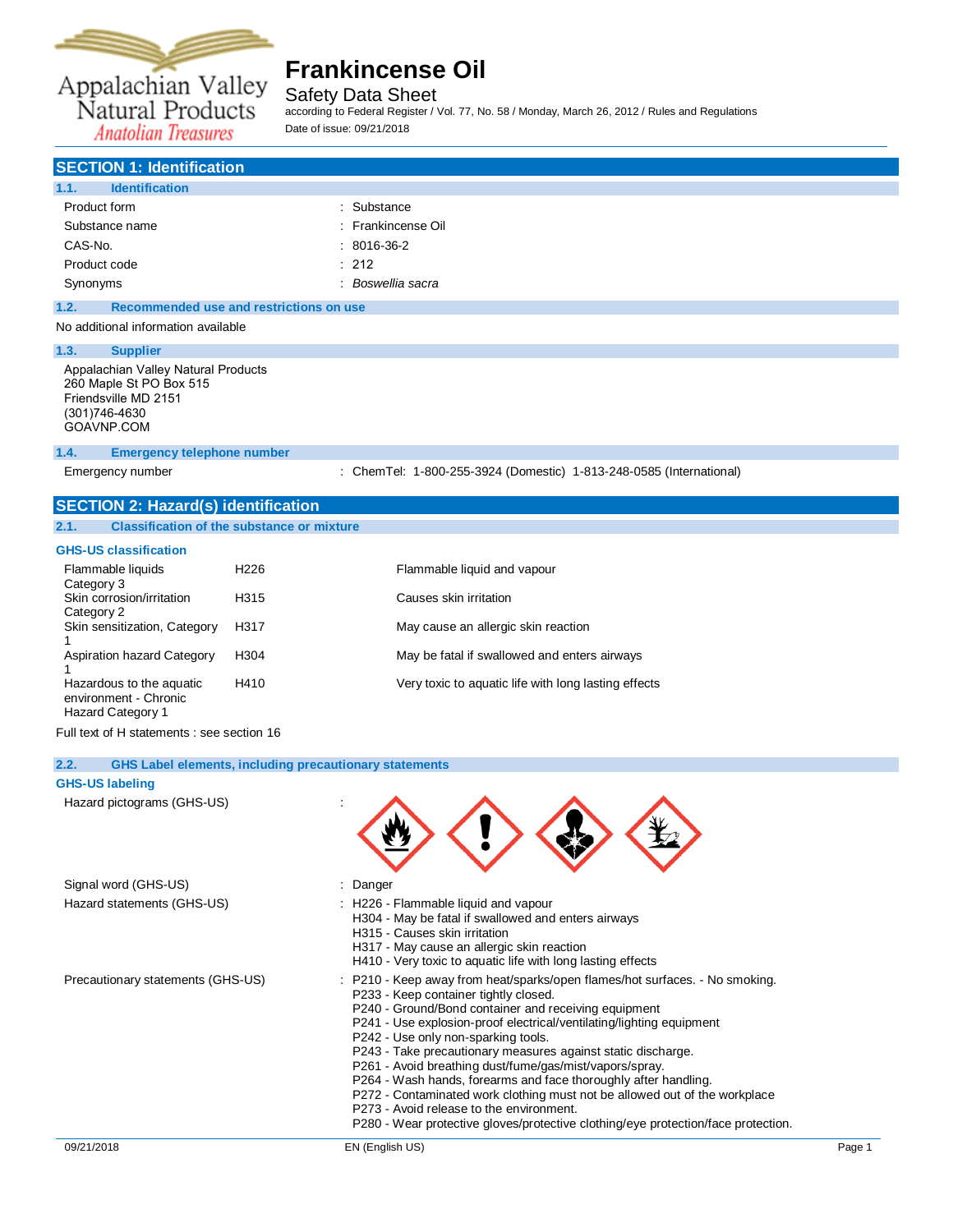Appalachian Valley Natural Products
*Anatolian Treasures*

# Frankincense Oil

Safety Data Sheet

according to Federal Register / Vol. 77, No. 58 / Monday, March 26, 2012 / Rules and Regulations

Date of issue: 09/21/2018

## SECTION 1: Identification

### 1.1. Identification

| | |
|---|---|
| Product form | : Substance |
| Substance name | : Frankincense Oil |
| CAS-No. | : 8016-36-2 |
| Product code | : 212 |
| Synonyms | : *Boswellia sacra* |

### 1.2. Recommended use and restrictions on use

No additional information available

### 1.3. Supplier

Appalachian Valley Natural Products
260 Maple St PO Box 515
Friendsville MD 2151
(301)746-4630
GOAVNP.COM

### 1.4. Emergency telephone number

Emergency number : ChemTel: 1-800-255-3924 (Domestic) 1-813-248-0585 (International)

## SECTION 2: Hazard(s) identification

### 2.1. Classification of the substance or mixture

**GHS-US classification**

| | | |
|---|---|---|
| Flammable liquids Category 3 | H226 | Flammable liquid and vapour |
| Skin corrosion/irritation Category 2 | H315 | Causes skin irritation |
| Skin sensitization, Category 1 | H317 | May cause an allergic skin reaction |
| Aspiration hazard Category 1 | H304 | May be fatal if swallowed and enters airways |
| Hazardous to the aquatic environment - Chronic Hazard Category 1 | H410 | Very toxic to aquatic life with long lasting effects |

Full text of H statements : see section 16

### 2.2. GHS Label elements, including precautionary statements

**GHS-US labeling**

Hazard pictograms (GHS-US) :

Signal word (GHS-US) : Danger

Hazard statements (GHS-US) :
- H226 - Flammable liquid and vapour
- H304 - May be fatal if swallowed and enters airways
- H315 - Causes skin irritation
- H317 - May cause an allergic skin reaction
- H410 - Very toxic to aquatic life with long lasting effects

Precautionary statements (GHS-US) :
- P210 - Keep away from heat/sparks/open flames/hot surfaces. - No smoking.
- P233 - Keep container tightly closed.
- P240 - Ground/Bond container and receiving equipment
- P241 - Use explosion-proof electrical/ventilating/lighting equipment
- P242 - Use only non-sparking tools.
- P243 - Take precautionary measures against static discharge.
- P261 - Avoid breathing dust/fume/gas/mist/vapors/spray.
- P264 - Wash hands, forearms and face thoroughly after handling.
- P272 - Contaminated work clothing must not be allowed out of the workplace
- P273 - Avoid release to the environment.
- P280 - Wear protective gloves/protective clothing/eye protection/face protection.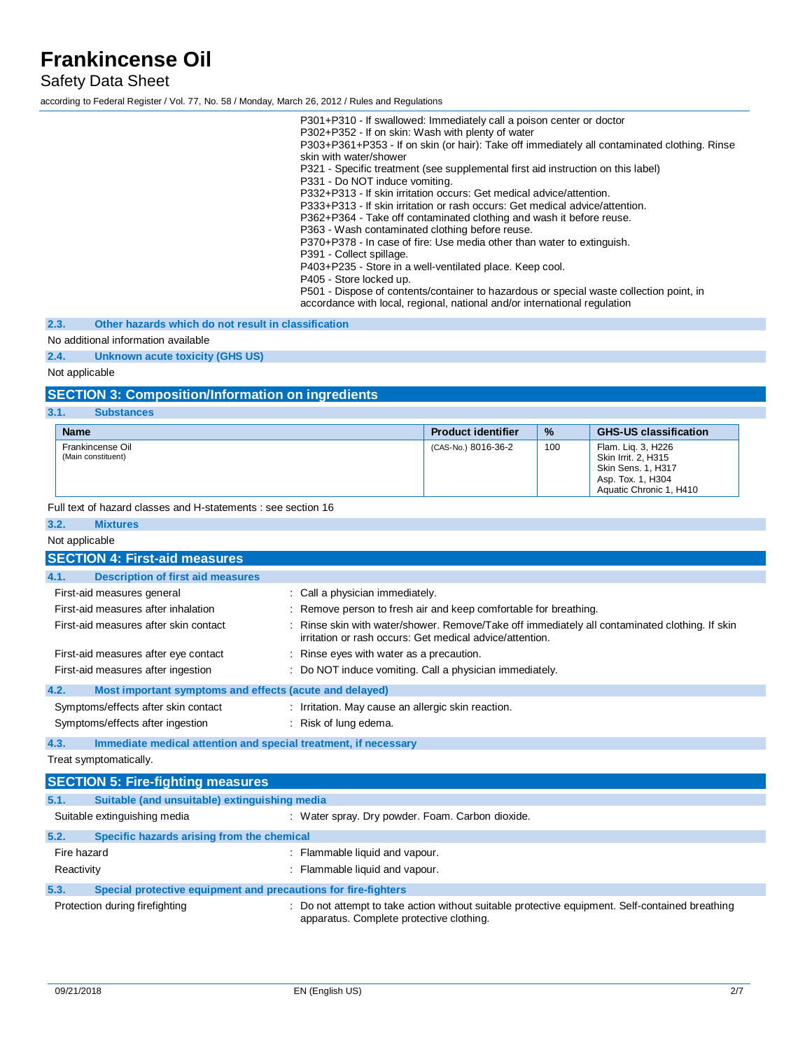P301+P310 - If swallowed: Immediately call a poison center or doctor
P302+P352 - If on skin: Wash with plenty of water
P303+P361+P353 - If on skin (or hair): Take off immediately all contaminated clothing. Rinse skin with water/shower
P321 - Specific treatment (see supplemental first aid instruction on this label)
P331 - Do NOT induce vomiting.
P332+P313 - If skin irritation occurs: Get medical advice/attention.
P333+P313 - If skin irritation or rash occurs: Get medical advice/attention.
P362+P364 - Take off contaminated clothing and wash it before reuse.
P363 - Wash contaminated clothing before reuse.
P370+P378 - In case of fire: Use media other than water to extinguish.
P391 - Collect spillage.
P403+P235 - Store in a well-ventilated place. Keep cool.
P405 - Store locked up.
P501 - Dispose of contents/container to hazardous or special waste collection point, in accordance with local, regional, national and/or international regulation

### 2.3. Other hazards which do not result in classification

No additional information available

### 2.4. Unknown acute toxicity (GHS US)

Not applicable

## SECTION 3: Composition/Information on ingredients

### 3.1. Substances

| Name | Product identifier | % | GHS-US classification |
|---|---|---|---|
| Frankincense Oil (Main constituent) | (CAS-No.) 8016-36-2 | 100 | Flam. Liq. 3, H226<br>Skin Irrit. 2, H315<br>Skin Sens. 1, H317<br>Asp. Tox. 1, H304<br>Aquatic Chronic 1, H410 |

Full text of hazard classes and H-statements : see section 16

### 3.2. Mixtures

Not applicable

## SECTION 4: First-aid measures

### 4.1. Description of first aid measures

First-aid measures general : Call a physician immediately.

First-aid measures after inhalation : Remove person to fresh air and keep comfortable for breathing.

First-aid measures after skin contact : Rinse skin with water/shower. Remove/Take off immediately all contaminated clothing. If skin irritation or rash occurs: Get medical advice/attention.

First-aid measures after eye contact : Rinse eyes with water as a precaution.

First-aid measures after ingestion : Do NOT induce vomiting. Call a physician immediately.

### 4.2. Most important symptoms and effects (acute and delayed)

Symptoms/effects after skin contact : Irritation. May cause an allergic skin reaction.

Symptoms/effects after ingestion : Risk of lung edema.

### 4.3. Immediate medical attention and special treatment, if necessary

Treat symptomatically.

## SECTION 5: Fire-fighting measures

### 5.1. Suitable (and unsuitable) extinguishing media

Suitable extinguishing media : Water spray. Dry powder. Foam. Carbon dioxide.

### 5.2. Specific hazards arising from the chemical

Fire hazard : Flammable liquid and vapour.

Reactivity : Flammable liquid and vapour.

### 5.3. Special protective equipment and precautions for fire-fighters

Protection during firefighting : Do not attempt to take action without suitable protective equipment. Self-contained breathing apparatus. Complete protective clothing.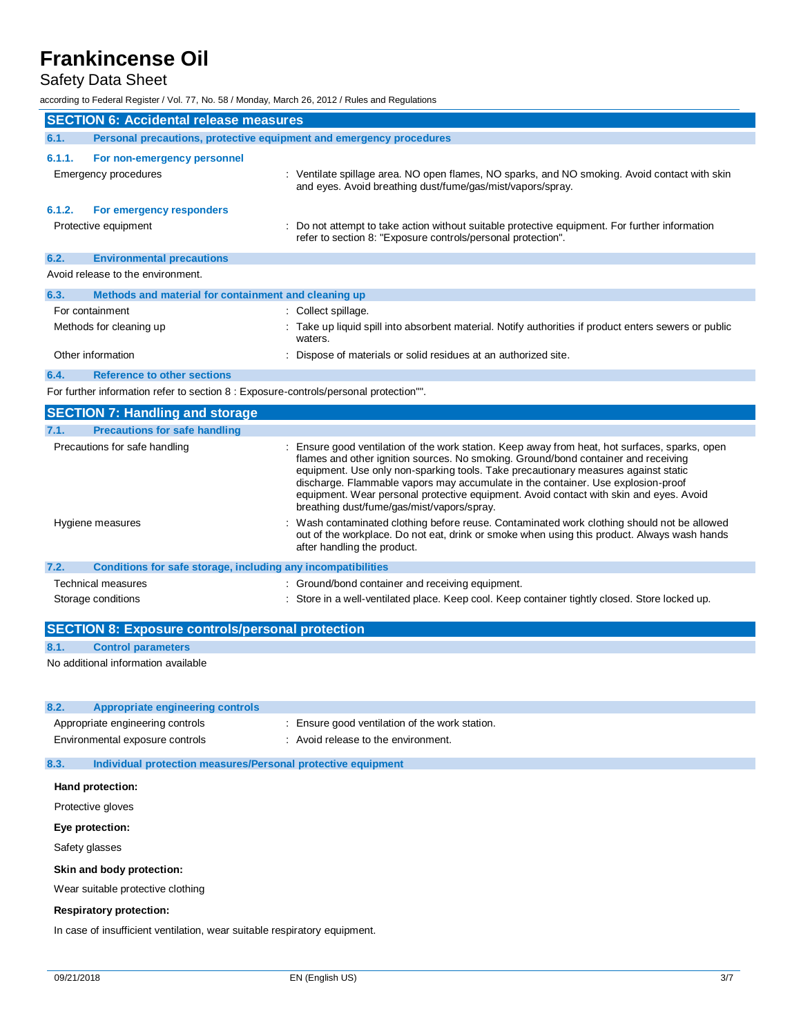## SECTION 6: Accidental release measures

### 6.1. Personal precautions, protective equipment and emergency procedures

#### 6.1.1. For non-emergency personnel

| | |
|---|---|
| Emergency procedures | : Ventilate spillage area. NO open flames, NO sparks, and NO smoking. Avoid contact with skin and eyes. Avoid breathing dust/fume/gas/mist/vapors/spray. |

#### 6.1.2. For emergency responders

| | |
|---|---|
| Protective equipment | : Do not attempt to take action without suitable protective equipment. For further information refer to section 8: "Exposure controls/personal protection". |

### 6.2. Environmental precautions

Avoid release to the environment.

### 6.3. Methods and material for containment and cleaning up

| | |
|---|---|
| For containment | : Collect spillage. |
| Methods for cleaning up | : Take up liquid spill into absorbent material. Notify authorities if product enters sewers or public waters. |
| Other information | : Dispose of materials or solid residues at an authorized site. |

### 6.4. Reference to other sections

For further information refer to section 8 : Exposure-controls/personal protection"".

## SECTION 7: Handling and storage

### 7.1. Precautions for safe handling

| | |
|---|---|
| Precautions for safe handling | : Ensure good ventilation of the work station. Keep away from heat, hot surfaces, sparks, open flames and other ignition sources. No smoking. Ground/bond container and receiving equipment. Use only non-sparking tools. Take precautionary measures against static discharge. Flammable vapors may accumulate in the container. Use explosion-proof equipment. Wear personal protective equipment. Avoid contact with skin and eyes. Avoid breathing dust/fume/gas/mist/vapors/spray. |
| Hygiene measures | : Wash contaminated clothing before reuse. Contaminated work clothing should not be allowed out of the workplace. Do not eat, drink or smoke when using this product. Always wash hands after handling the product. |

### 7.2. Conditions for safe storage, including any incompatibilities

| | |
|---|---|
| Technical measures | : Ground/bond container and receiving equipment. |
| Storage conditions | : Store in a well-ventilated place. Keep cool. Keep container tightly closed. Store locked up. |

## SECTION 8: Exposure controls/personal protection

### 8.1. Control parameters

No additional information available

### 8.2. Appropriate engineering controls

| | |
|---|---|
| Appropriate engineering controls | : Ensure good ventilation of the work station. |
| Environmental exposure controls | : Avoid release to the environment. |

### 8.3. Individual protection measures/Personal protective equipment

**Hand protection:**

Protective gloves

**Eye protection:**

Safety glasses

**Skin and body protection:**

Wear suitable protective clothing

**Respiratory protection:**

In case of insufficient ventilation, wear suitable respiratory equipment.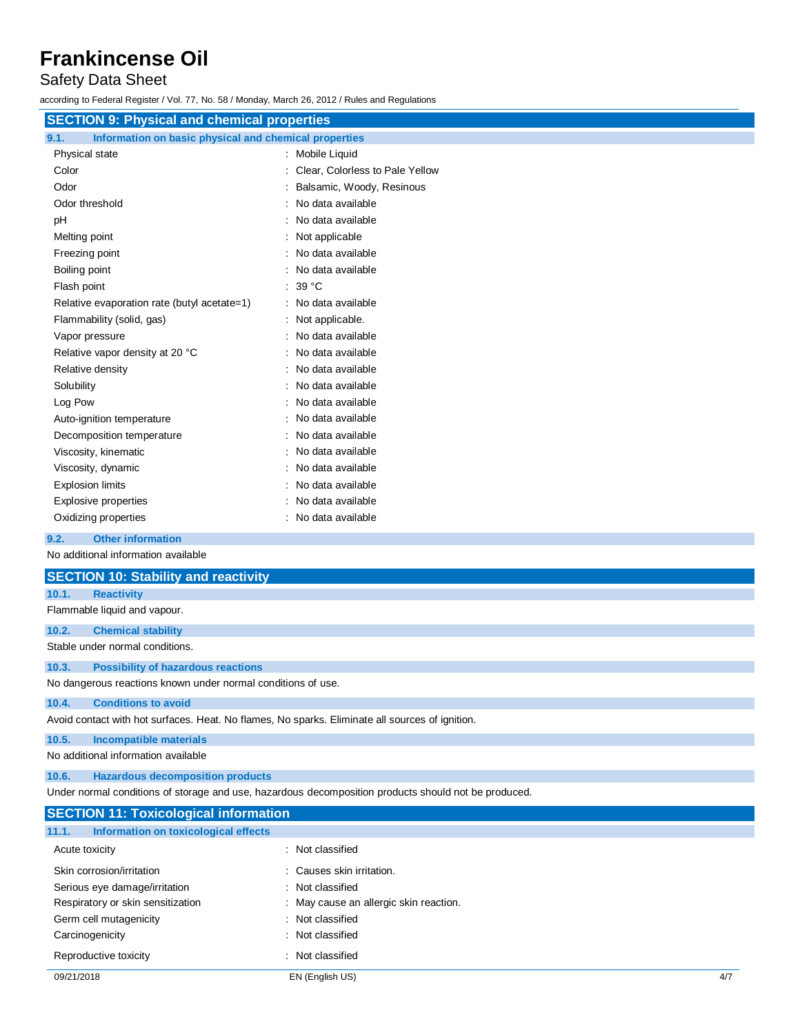## SECTION 9: Physical and chemical properties

### 9.1. Information on basic physical and chemical properties

| | |
|---|---|
| Physical state | : Mobile Liquid |
| Color | : Clear, Colorless to Pale Yellow |
| Odor | : Balsamic, Woody, Resinous |
| Odor threshold | : No data available |
| pH | : No data available |
| Melting point | : Not applicable |
| Freezing point | : No data available |
| Boiling point | : No data available |
| Flash point | : 39 °C |
| Relative evaporation rate (butyl acetate=1) | : No data available |
| Flammability (solid, gas) | : Not applicable. |
| Vapor pressure | : No data available |
| Relative vapor density at 20 °C | : No data available |
| Relative density | : No data available |
| Solubility | : No data available |
| Log Pow | : No data available |
| Auto-ignition temperature | : No data available |
| Decomposition temperature | : No data available |
| Viscosity, kinematic | : No data available |
| Viscosity, dynamic | : No data available |
| Explosion limits | : No data available |
| Explosive properties | : No data available |
| Oxidizing properties | : No data available |

### 9.2. Other information

No additional information available

## SECTION 10: Stability and reactivity

### 10.1. Reactivity

Flammable liquid and vapour.

### 10.2. Chemical stability

Stable under normal conditions.

### 10.3. Possibility of hazardous reactions

No dangerous reactions known under normal conditions of use.

### 10.4. Conditions to avoid

Avoid contact with hot surfaces. Heat. No flames, No sparks. Eliminate all sources of ignition.

### 10.5. Incompatible materials

No additional information available

### 10.6. Hazardous decomposition products

Under normal conditions of storage and use, hazardous decomposition products should not be produced.

## SECTION 11: Toxicological information

### 11.1. Information on toxicological effects

| | |
|---|---|
| Acute toxicity | : Not classified |
| Skin corrosion/irritation | : Causes skin irritation. |
| Serious eye damage/irritation | : Not classified |
| Respiratory or skin sensitization | : May cause an allergic skin reaction. |
| Germ cell mutagenicity | : Not classified |
| Carcinogenicity | : Not classified |
| Reproductive toxicity | : Not classified |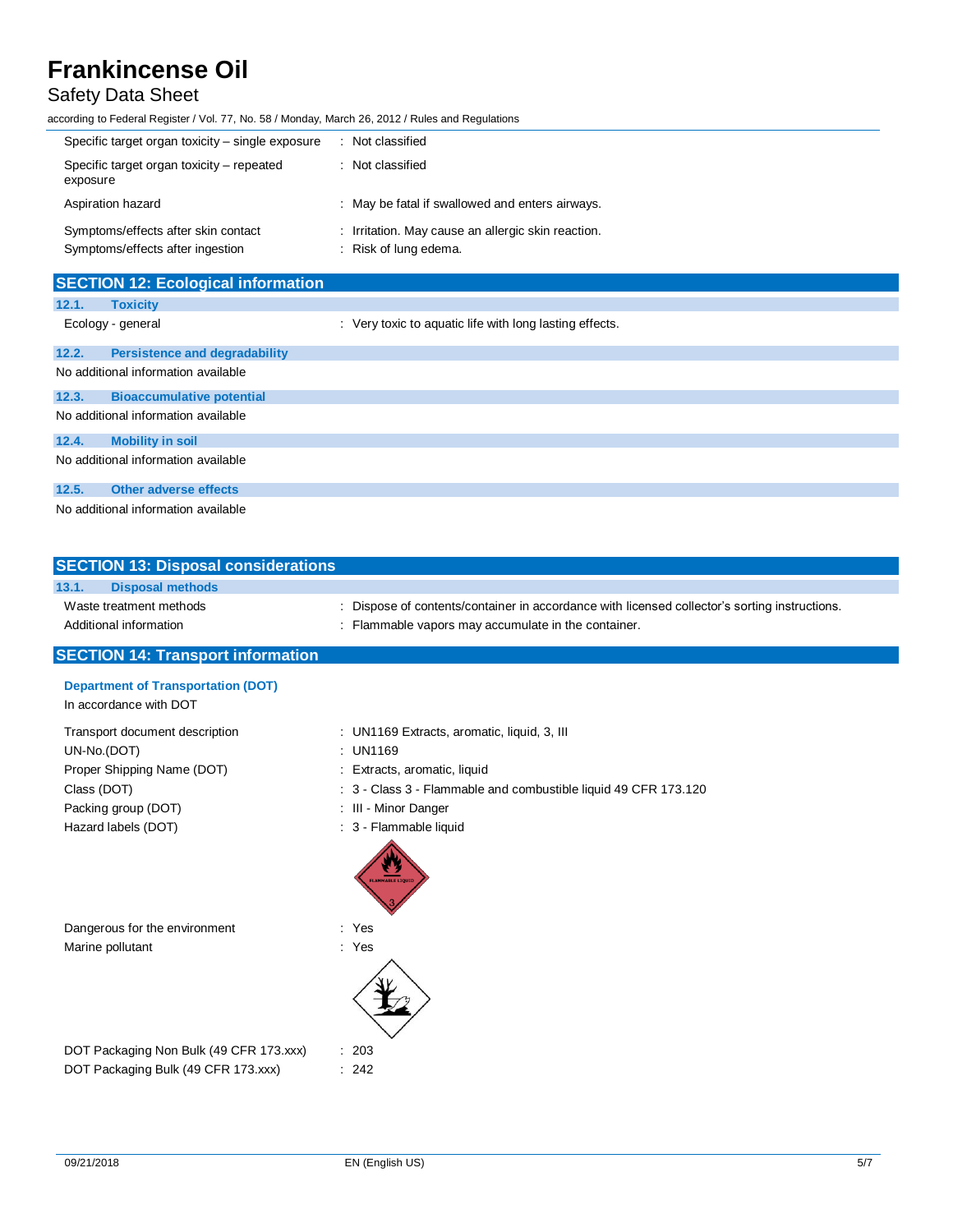| | |
|---|---|
| Specific target organ toxicity – single exposure | : Not classified |
| Specific target organ toxicity – repeated exposure | : Not classified |
| Aspiration hazard | : May be fatal if swallowed and enters airways. |
| Symptoms/effects after skin contact | : Irritation. May cause an allergic skin reaction. |
| Symptoms/effects after ingestion | : Risk of lung edema. |

## SECTION 12: Ecological information

### 12.1. Toxicity

| | |
|---|---|
| Ecology - general | : Very toxic to aquatic life with long lasting effects. |

### 12.2. Persistence and degradability

No additional information available

### 12.3. Bioaccumulative potential

No additional information available

### 12.4. Mobility in soil

No additional information available

### 12.5. Other adverse effects

No additional information available

## SECTION 13: Disposal considerations

### 13.1. Disposal methods

| | |
|---|---|
| Waste treatment methods | : Dispose of contents/container in accordance with licensed collector's sorting instructions. |
| Additional information | : Flammable vapors may accumulate in the container. |

## SECTION 14: Transport information

**Department of Transportation (DOT)**

In accordance with DOT

| | |
|---|---|
| Transport document description | : UN1169 Extracts, aromatic, liquid, 3, III |
| UN-No.(DOT) | : UN1169 |
| Proper Shipping Name (DOT) | : Extracts, aromatic, liquid |
| Class (DOT) | : 3 - Class 3 - Flammable and combustible liquid 49 CFR 173.120 |
| Packing group (DOT) | : III - Minor Danger |
| Hazard labels (DOT) | : 3 - Flammable liquid |
| Dangerous for the environment | : Yes |
| Marine pollutant | : Yes |
| DOT Packaging Non Bulk (49 CFR 173.xxx) | : 203 |
| DOT Packaging Bulk (49 CFR 173.xxx) | : 242 |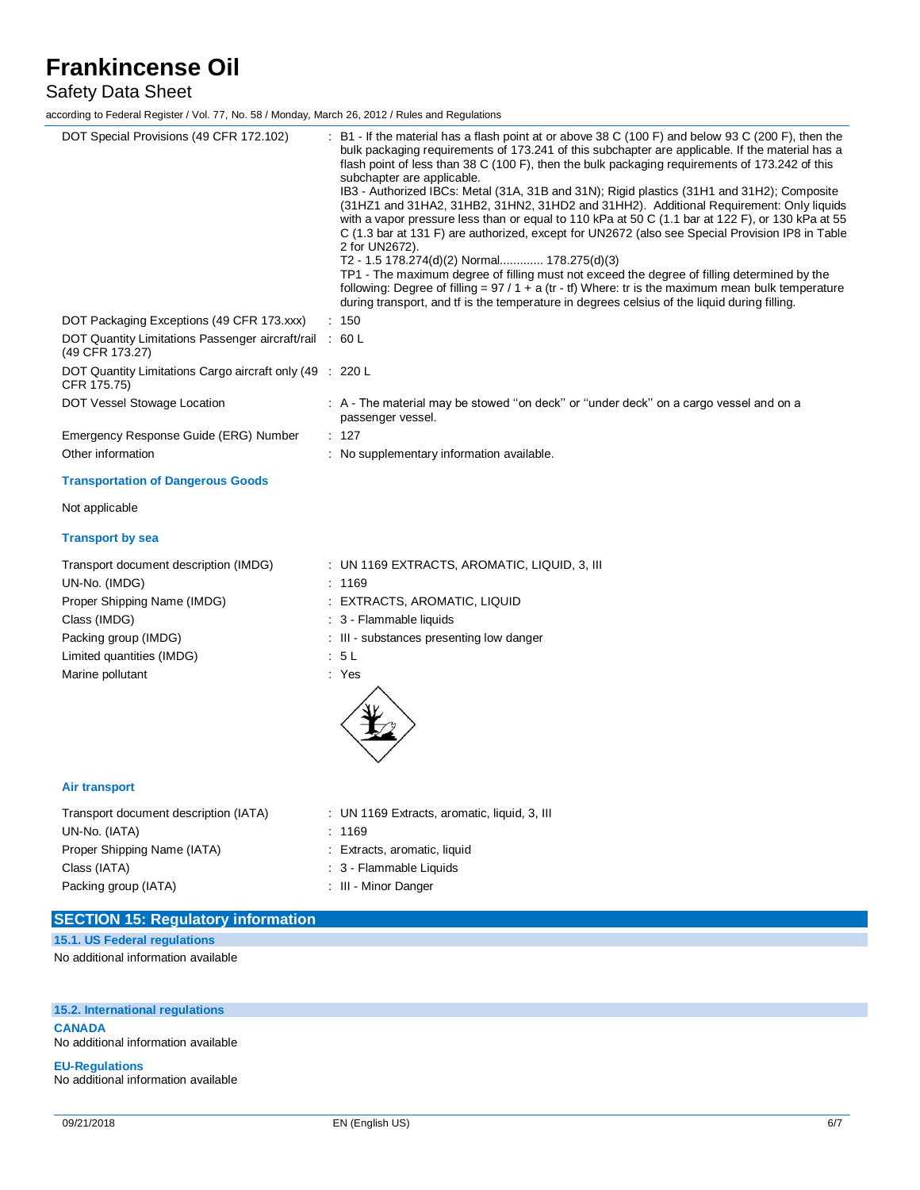| | |
|---|---|
| DOT Special Provisions (49 CFR 172.102) | : B1 - If the material has a flash point at or above 38 C (100 F) and below 93 C (200 F), then the bulk packaging requirements of 173.241 of this subchapter are applicable. If the material has a flash point of less than 38 C (100 F), then the bulk packaging requirements of 173.242 of this subchapter are applicable. IB3 - Authorized IBCs: Metal (31A, 31B and 31N); Rigid plastics (31H1 and 31H2); Composite (31HZ1 and 31HA2, 31HB2, 31HN2, 31HD2 and 31HH2). Additional Requirement: Only liquids with a vapor pressure less than or equal to 110 kPa at 50 C (1.1 bar at 122 F), or 130 kPa at 55 C (1.3 bar at 131 F) are authorized, except for UN2672 (also see Special Provision IP8 in Table 2 for UN2672). T2 - 1.5 178.274(d)(2) Normal............. 178.275(d)(3) TP1 - The maximum degree of filling must not exceed the degree of filling determined by the following: Degree of filling = 97 / 1 + a (tr - tf) Where: tr is the maximum mean bulk temperature during transport, and tf is the temperature in degrees celsius of the liquid during filling. |
| DOT Packaging Exceptions (49 CFR 173.xxx) | : 150 |
| DOT Quantity Limitations Passenger aircraft/rail (49 CFR 173.27) | : 60 L |
| DOT Quantity Limitations Cargo aircraft only (49 CFR 175.75) | : 220 L |
| DOT Vessel Stowage Location | : A - The material may be stowed ''on deck'' or ''under deck'' on a cargo vessel and on a passenger vessel. |
| Emergency Response Guide (ERG) Number | : 127 |
| Other information | : No supplementary information available. |

**Transportation of Dangerous Goods**

Not applicable

**Transport by sea**

| | |
|---|---|
| Transport document description (IMDG) | : UN 1169 EXTRACTS, AROMATIC, LIQUID, 3, III |
| UN-No. (IMDG) | : 1169 |
| Proper Shipping Name (IMDG) | : EXTRACTS, AROMATIC, LIQUID |
| Class (IMDG) | : 3 - Flammable liquids |
| Packing group (IMDG) | : III - substances presenting low danger |
| Limited quantities (IMDG) | : 5 L |
| Marine pollutant | : Yes |

**Air transport**

| | |
|---|---|
| Transport document description (IATA) | : UN 1169 Extracts, aromatic, liquid, 3, III |
| UN-No. (IATA) | : 1169 |
| Proper Shipping Name (IATA) | : Extracts, aromatic, liquid |
| Class (IATA) | : 3 - Flammable Liquids |
| Packing group (IATA) | : III - Minor Danger |

## SECTION 15: Regulatory information

### 15.1. US Federal regulations

No additional information available

### 15.2. International regulations

**CANADA**

No additional information available

**EU-Regulations**

No additional information available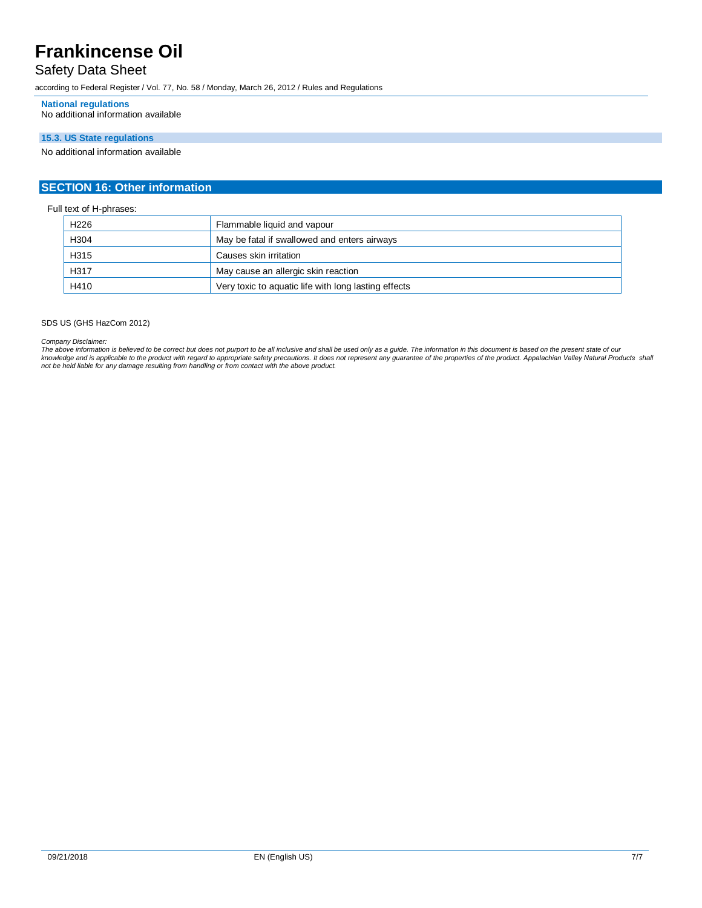**National regulations**

No additional information available

### 15.3. US State regulations

No additional information available

## SECTION 16: Other information

Full text of H-phrases:

| | |
|---|---|
| H226 | Flammable liquid and vapour |
| H304 | May be fatal if swallowed and enters airways |
| H315 | Causes skin irritation |
| H317 | May cause an allergic skin reaction |
| H410 | Very toxic to aquatic life with long lasting effects |

SDS US (GHS HazCom 2012)

*Company Disclaimer:*
*The above information is believed to be correct but does not purport to be all inclusive and shall be used only as a guide. The information in this document is based on the present state of our knowledge and is applicable to the product with regard to appropriate safety precautions. It does not represent any guarantee of the properties of the product. Appalachian Valley Natural Products shall not be held liable for any damage resulting from handling or from contact with the above product.*